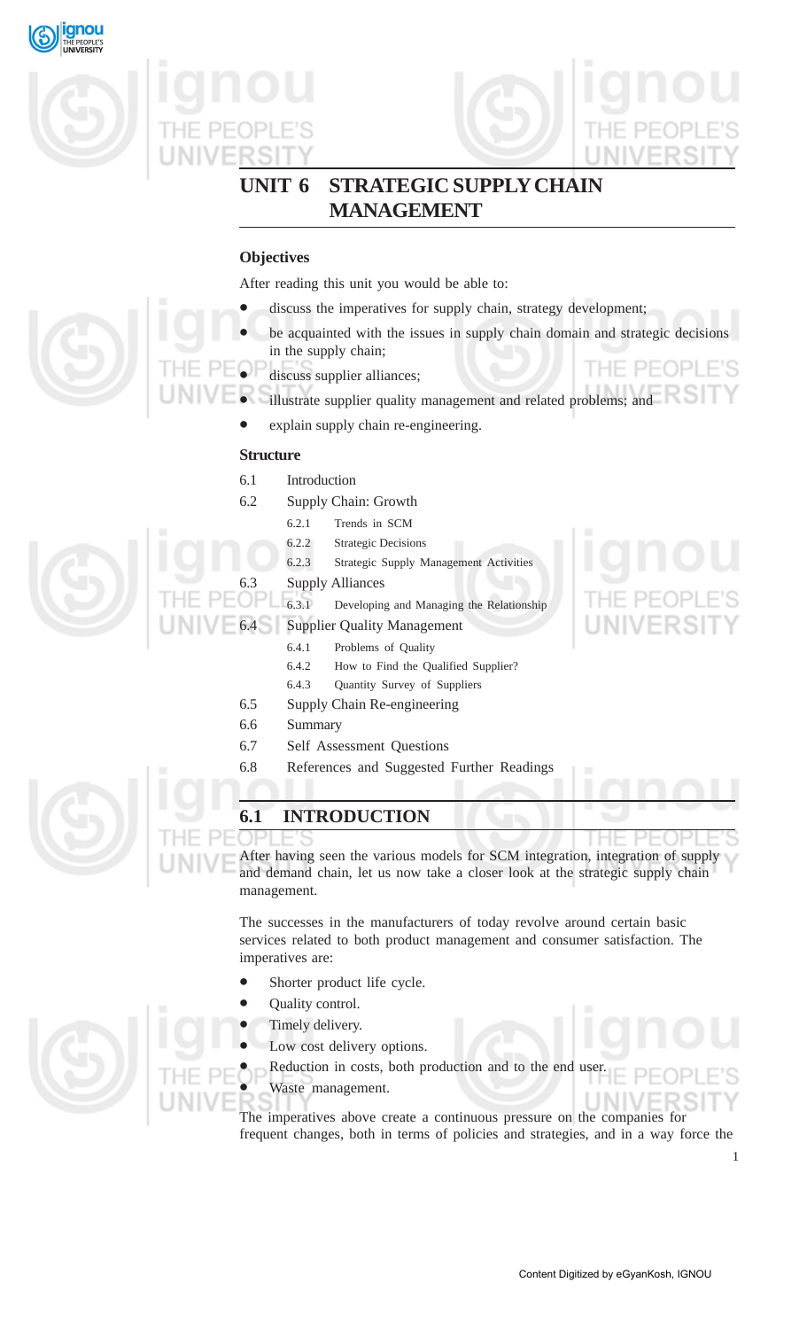# UNIT 6 STRATEGIC SUPPLY CHAIN MANAGEMENT

### Objectives

After reading this unit you would be able to:

- discuss the imperatives for supply chain, strategy development;
- be acquainted with the issues in supply chain domain and strategic decisions in the supply chain;
- discuss supplier alliances;
- illustrate supplier quality management and related problems; and
- explain supply chain re-engineering.

### Structure

6.1 Introduction

6.2 Supply Chain: Growth

- 6.2.1 Trends in SCM
- 6.2.2 Strategic Decisions
- 6.2.3 Strategic Supply Management Activities

6.3 Supply Alliances

- 6.3.1 Developing and Managing the Relationship

6.4 Supplier Quality Management

- 6.4.1 Problems of Quality
- 6.4.2 How to Find the Qualified Supplier?
- 6.4.3 Quantity Survey of Suppliers

6.5 Supply Chain Re-engineering

6.6 Summary

6.7 Self Assessment Questions

6.8 References and Suggested Further Readings

## 6.1 INTRODUCTION

After having seen the various models for SCM integration, integration of supply and demand chain, let us now take a closer look at the strategic supply chain management.

The successes in the manufacturers of today revolve around certain basic services related to both product management and consumer satisfaction. The imperatives are:

- Shorter product life cycle.
- Quality control.
- Timely delivery.
- Low cost delivery options.
- Reduction in costs, both production and to the end user.
- Waste management.

The imperatives above create a continuous pressure on the companies for frequent changes, both in terms of policies and strategies, and in a way force the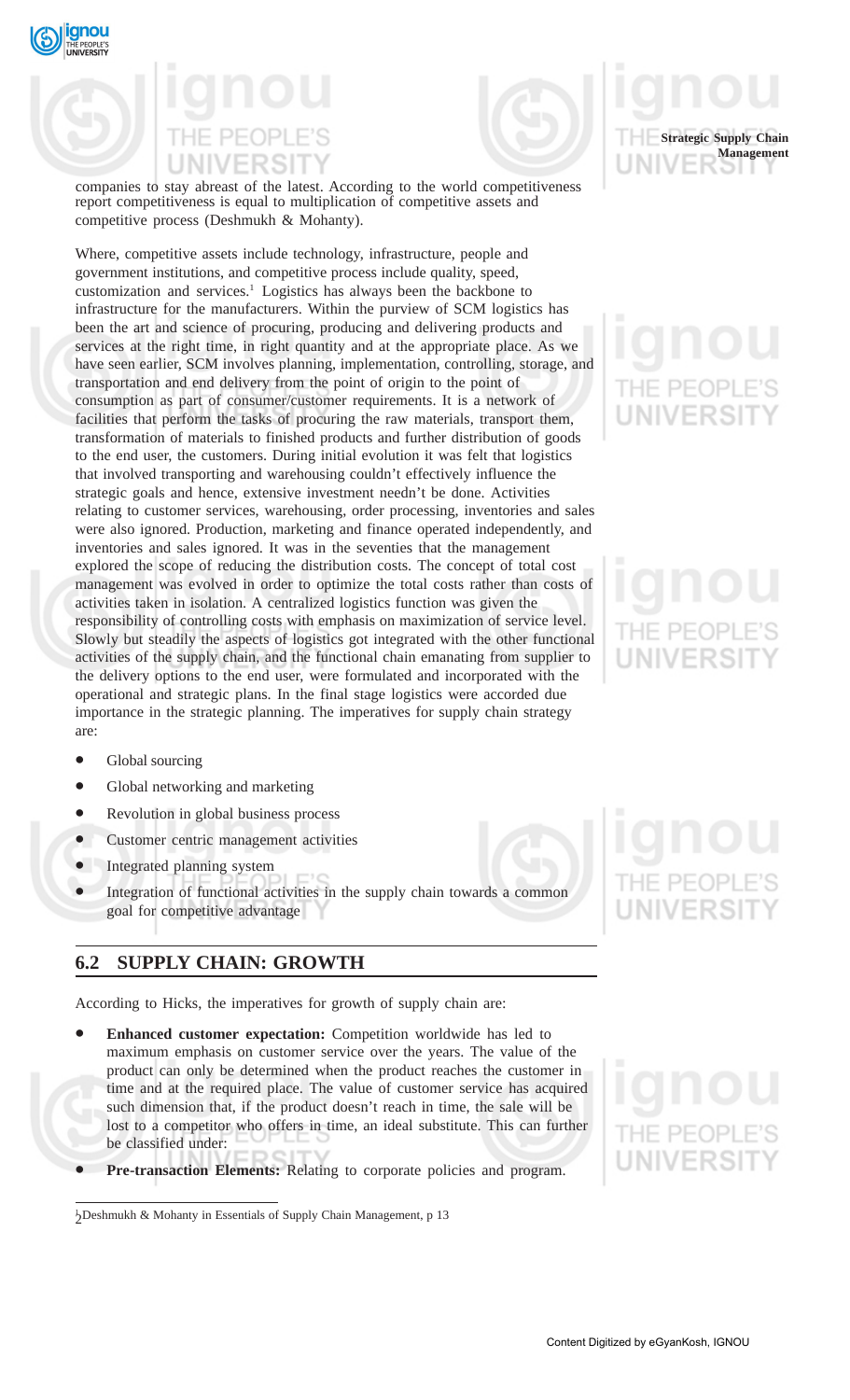companies to stay abreast of the latest. According to the world competitiveness report competitiveness is equal to multiplication of competitive assets and competitive process (Deshmukh & Mohanty).

Where, competitive assets include technology, infrastructure, people and government institutions, and competitive process include quality, speed, customization and services.[1] Logistics has always been the backbone to infrastructure for the manufacturers. Within the purview of SCM logistics has been the art and science of procuring, producing and delivering products and services at the right time, in right quantity and at the appropriate place. As we have seen earlier, SCM involves planning, implementation, controlling, storage, and transportation and end delivery from the point of origin to the point of consumption as part of consumer/customer requirements. It is a network of facilities that perform the tasks of procuring the raw materials, transport them, transformation of materials to finished products and further distribution of goods to the end user, the customers. During initial evolution it was felt that logistics that involved transporting and warehousing couldn't effectively influence the strategic goals and hence, extensive investment needn't be done. Activities relating to customer services, warehousing, order processing, inventories and sales were also ignored. Production, marketing and finance operated independently, and inventories and sales ignored. It was in the seventies that the management explored the scope of reducing the distribution costs. The concept of total cost management was evolved in order to optimize the total costs rather than costs of activities taken in isolation. A centralized logistics function was given the responsibility of controlling costs with emphasis on maximization of service level. Slowly but steadily the aspects of logistics got integrated with the other functional activities of the supply chain, and the functional chain emanating from supplier to the delivery options to the end user, were formulated and incorporated with the operational and strategic plans. In the final stage logistics were accorded due importance in the strategic planning. The imperatives for supply chain strategy are:

- Global sourcing
- Global networking and marketing
- Revolution in global business process
- Customer centric management activities
- Integrated planning system
- Integration of functional activities in the supply chain towards a common goal for competitive advantage

## 6.2 SUPPLY CHAIN: GROWTH

According to Hicks, the imperatives for growth of supply chain are:

- **Enhanced customer expectation:** Competition worldwide has led to maximum emphasis on customer service over the years. The value of the product can only be determined when the product reaches the customer in time and at the required place. The value of customer service has acquired such dimension that, if the product doesn't reach in time, the sale will be lost to a competitor who offers in time, an ideal substitute. This can further be classified under:
- **Pre-transaction Elements:** Relating to corporate policies and program.

---

[1]Deshmukh & Mohanty in Essentials of Supply Chain Management, p 13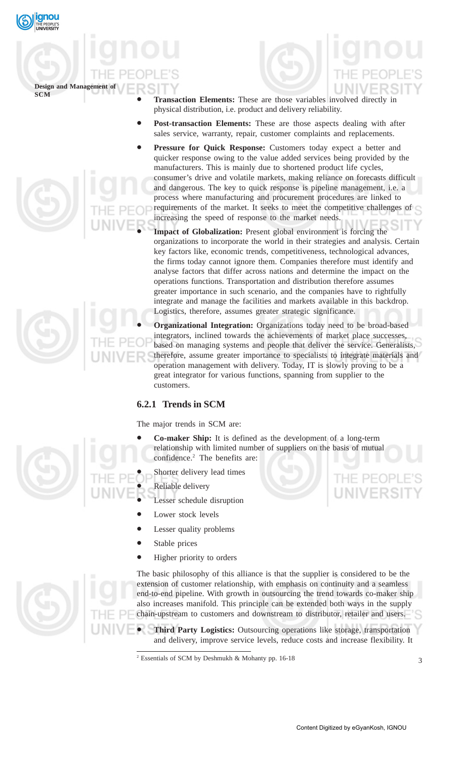- **Transaction Elements:** These are those variables involved directly in physical distribution, i.e. product and delivery reliability.
- **Post-transaction Elements:** These are those aspects dealing with after sales service, warranty, repair, customer complaints and replacements.
- **Pressure for Quick Response:** Customers today expect a better and quicker response owing to the value added services being provided by the manufacturers. This is mainly due to shortened product life cycles, consumer's drive and volatile markets, making reliance on forecasts difficult and dangerous. The key to quick response is pipeline management, i.e. a process where manufacturing and procurement procedures are linked to requirements of the market. It seeks to meet the competitive challenges of increasing the speed of response to the market needs.
- **Impact of Globalization:** Present global environment is forcing the organizations to incorporate the world in their strategies and analysis. Certain key factors like, economic trends, competitiveness, technological advances, the firms today cannot ignore them. Companies therefore must identify and analyse factors that differ across nations and determine the impact on the operations functions. Transportation and distribution therefore assumes greater importance in such scenario, and the companies have to rightfully integrate and manage the facilities and markets available in this backdrop. Logistics, therefore, assumes greater strategic significance.
- **Organizational Integration:** Organizations today need to be broad-based integrators, inclined towards the achievements of market place successes, based on managing systems and people that deliver the service. Generalists, therefore, assume greater importance to specialists to integrate materials and operation management with delivery. Today, IT is slowly proving to be a great integrator for various functions, spanning from supplier to the customers.

### 6.2.1 Trends in SCM

The major trends in SCM are:

- **Co-maker Ship:** It is defined as the development of a long-term relationship with limited number of suppliers on the basis of mutual confidence.[2] The benefits are:
  - Shorter delivery lead times
  - Reliable delivery
  - Lesser schedule disruption
  - Lower stock levels
  - Lesser quality problems
  - Stable prices
  - Higher priority to orders

The basic philosophy of this alliance is that the supplier is considered to be the extension of customer relationship, with emphasis on continuity and a seamless end-to-end pipeline. With growth in outsourcing the trend towards co-maker ship also increases manifold. This principle can be extended both ways in the supply chain-upstream to customers and downstream to distributor, retailer and users.

- **Third Party Logistics:** Outsourcing operations like storage, transportation and delivery, improve service levels, reduce costs and increase flexibility. It

[2] Essentials of SCM by Deshmukh & Mohanty pp. 16-18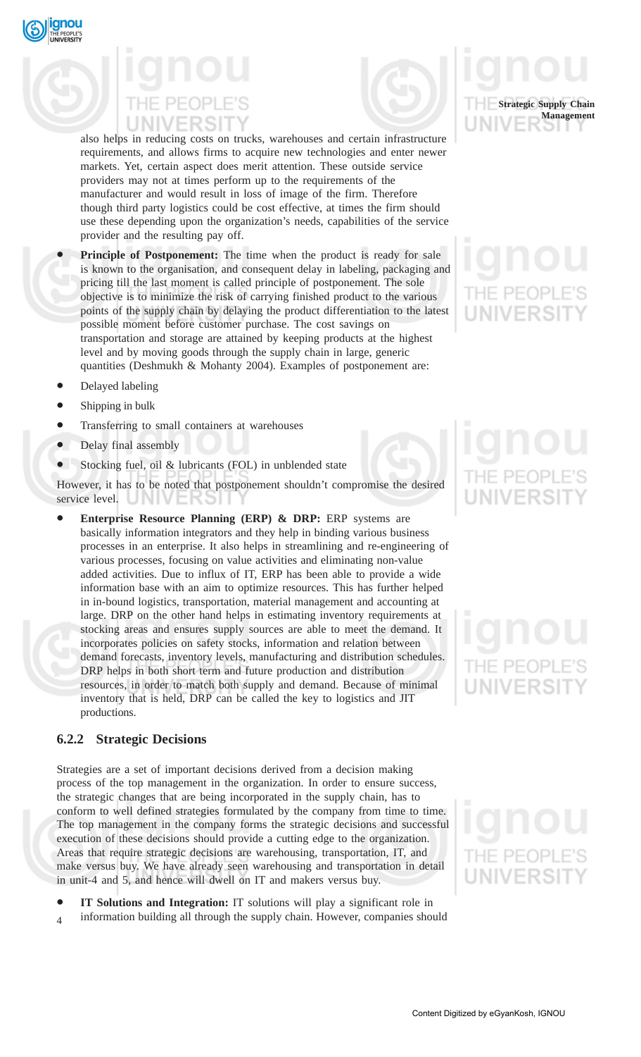also helps in reducing costs on trucks, warehouses and certain infrastructure requirements, and allows firms to acquire new technologies and enter newer markets. Yet, certain aspect does merit attention. These outside service providers may not at times perform up to the requirements of the manufacturer and would result in loss of image of the firm. Therefore though third party logistics could be cost effective, at times the firm should use these depending upon the organization's needs, capabilities of the service provider and the resulting pay off.

- **Principle of Postponement:** The time when the product is ready for sale is known to the organisation, and consequent delay in labeling, packaging and pricing till the last moment is called principle of postponement. The sole objective is to minimize the risk of carrying finished product to the various points of the supply chain by delaying the product differentiation to the latest possible moment before customer purchase. The cost savings on transportation and storage are attained by keeping products at the highest level and by moving goods through the supply chain in large, generic quantities (Deshmukh & Mohanty 2004). Examples of postponement are:

- Delayed labeling
- Shipping in bulk
- Transferring to small containers at warehouses
- Delay final assembly
- Stocking fuel, oil & lubricants (FOL) in unblended state

However, it has to be noted that postponement shouldn't compromise the desired service level.

- **Enterprise Resource Planning (ERP) & DRP:** ERP systems are basically information integrators and they help in binding various business processes in an enterprise. It also helps in streamlining and re-engineering of various processes, focusing on value activities and eliminating non-value added activities. Due to influx of IT, ERP has been able to provide a wide information base with an aim to optimize resources. This has further helped in in-bound logistics, transportation, material management and accounting at large. DRP on the other hand helps in estimating inventory requirements at stocking areas and ensures supply sources are able to meet the demand. It incorporates policies on safety stocks, information and relation between demand forecasts, inventory levels, manufacturing and distribution schedules. DRP helps in both short term and future production and distribution resources, in order to match both supply and demand. Because of minimal inventory that is held, DRP can be called the key to logistics and JIT productions.

### 6.2.2 Strategic Decisions

Strategies are a set of important decisions derived from a decision making process of the top management in the organization. In order to ensure success, the strategic changes that are being incorporated in the supply chain, has to conform to well defined strategies formulated by the company from time to time. The top management in the company forms the strategic decisions and successful execution of these decisions should provide a cutting edge to the organization. Areas that require strategic decisions are warehousing, transportation, IT, and make versus buy. We have already seen warehousing and transportation in detail in unit-4 and 5, and hence will dwell on IT and makers versus buy.

- **IT Solutions and Integration:** IT solutions will play a significant role in information building all through the supply chain. However, companies should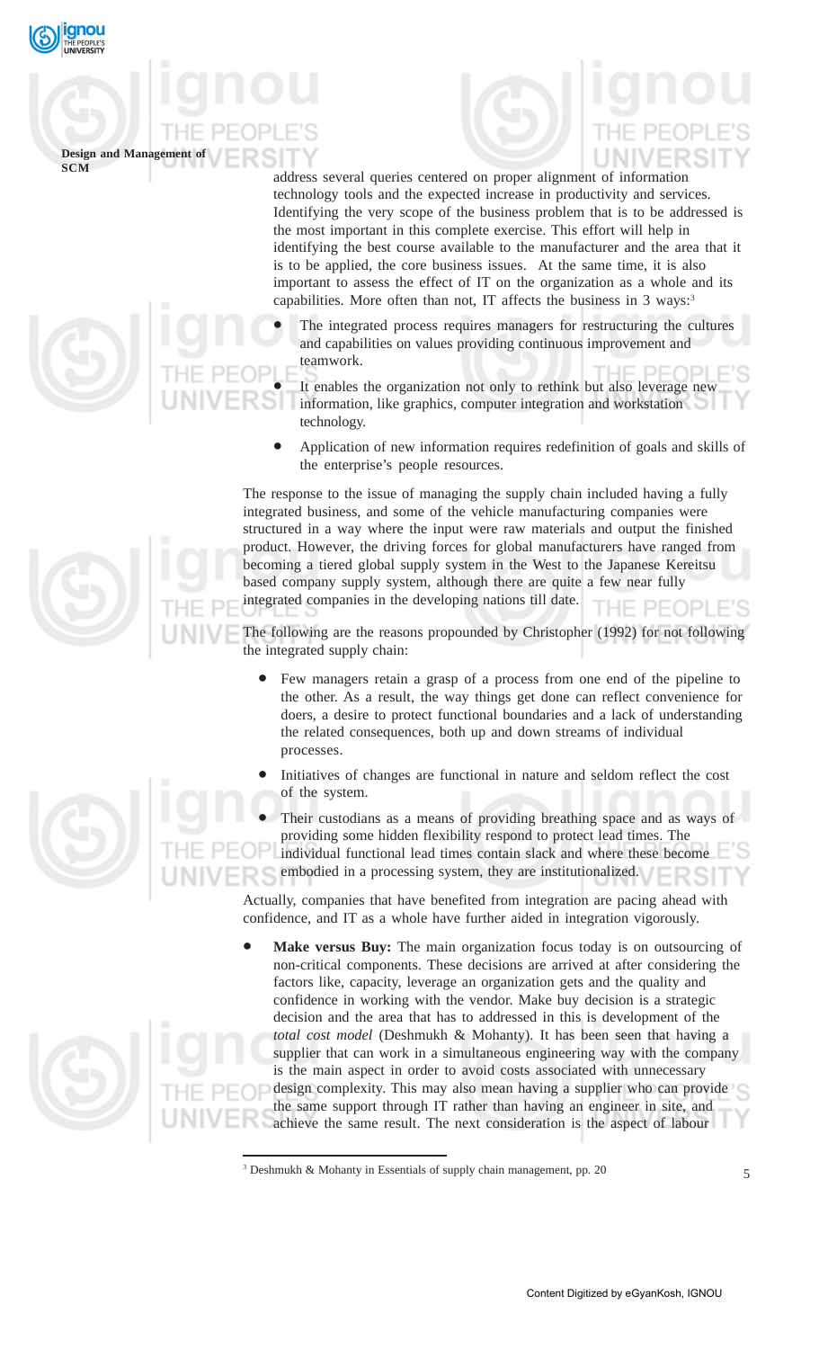address several queries centered on proper alignment of information technology tools and the expected increase in productivity and services. Identifying the very scope of the business problem that is to be addressed is the most important in this complete exercise. This effort will help in identifying the best course available to the manufacturer and the area that it is to be applied, the core business issues. At the same time, it is also important to assess the effect of IT on the organization as a whole and its capabilities. More often than not, IT affects the business in 3 ways:[3]

- The integrated process requires managers for restructuring the cultures and capabilities on values providing continuous improvement and teamwork.
- It enables the organization not only to rethink but also leverage new information, like graphics, computer integration and workstation technology.
- Application of new information requires redefinition of goals and skills of the enterprise's people resources.

The response to the issue of managing the supply chain included having a fully integrated business, and some of the vehicle manufacturing companies were structured in a way where the input were raw materials and output the finished product. However, the driving forces for global manufacturers have ranged from becoming a tiered global supply system in the West to the Japanese Kereitsu based company supply system, although there are quite a few near fully integrated companies in the developing nations till date.

The following are the reasons propounded by Christopher (1992) for not following the integrated supply chain:

- Few managers retain a grasp of a process from one end of the pipeline to the other. As a result, the way things get done can reflect convenience for doers, a desire to protect functional boundaries and a lack of understanding the related consequences, both up and down streams of individual processes.
- Initiatives of changes are functional in nature and seldom reflect the cost of the system.
- Their custodians as a means of providing breathing space and as ways of providing some hidden flexibility respond to protect lead times. The individual functional lead times contain slack and where these become embodied in a processing system, they are institutionalized.

Actually, companies that have benefited from integration are pacing ahead with confidence, and IT as a whole have further aided in integration vigorously.

- **Make versus Buy:** The main organization focus today is on outsourcing of non-critical components. These decisions are arrived at after considering the factors like, capacity, leverage an organization gets and the quality and confidence in working with the vendor. Make buy decision is a strategic decision and the area that has to addressed in this is development of the *total cost model* (Deshmukh & Mohanty). It has been seen that having a supplier that can work in a simultaneous engineering way with the company is the main aspect in order to avoid costs associated with unnecessary design complexity. This may also mean having a supplier who can provide the same support through IT rather than having an engineer in site, and achieve the same result. The next consideration is the aspect of labour

[3] Deshmukh & Mohanty in Essentials of supply chain management, pp. 20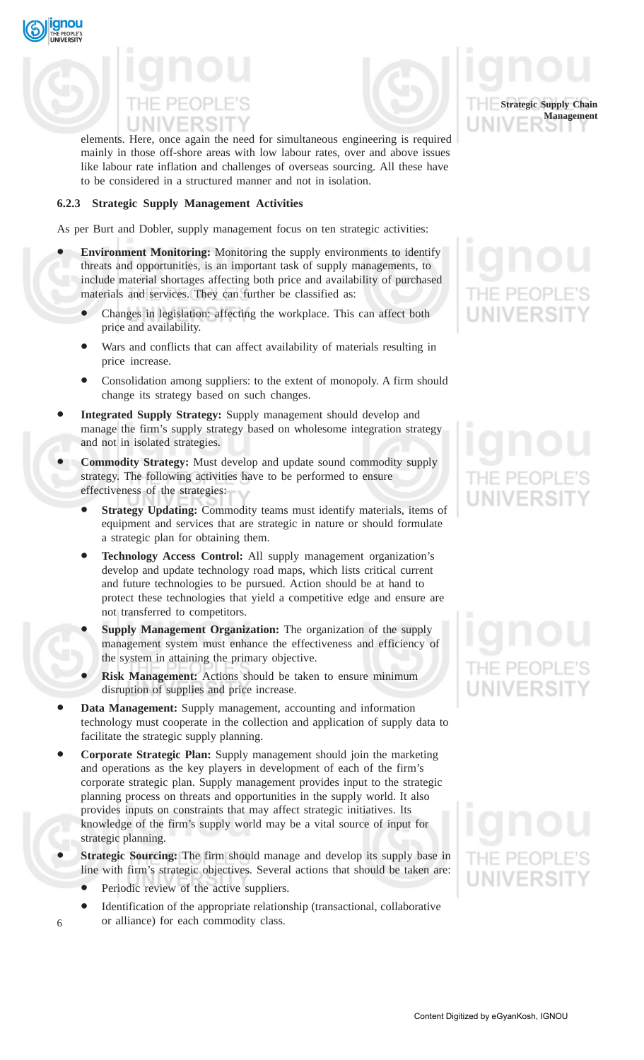elements. Here, once again the need for simultaneous engineering is required mainly in those off-shore areas with low labour rates, over and above issues like labour rate inflation and challenges of overseas sourcing. All these have to be considered in a structured manner and not in isolation.

### 6.2.3 Strategic Supply Management Activities

As per Burt and Dobler, supply management focus on ten strategic activities:

- **Environment Monitoring:** Monitoring the supply environments to identify threats and opportunities, is an important task of supply managements, to include material shortages affecting both price and availability of purchased materials and services. They can further be classified as:
  - Changes in legislation: affecting the workplace. This can affect both price and availability.
  - Wars and conflicts that can affect availability of materials resulting in price increase.
  - Consolidation among suppliers: to the extent of monopoly. A firm should change its strategy based on such changes.
- **Integrated Supply Strategy:** Supply management should develop and manage the firm's supply strategy based on wholesome integration strategy and not in isolated strategies.
- **Commodity Strategy:** Must develop and update sound commodity supply strategy. The following activities have to be performed to ensure effectiveness of the strategies:
  - **Strategy Updating:** Commodity teams must identify materials, items of equipment and services that are strategic in nature or should formulate a strategic plan for obtaining them.
  - **Technology Access Control:** All supply management organization's develop and update technology road maps, which lists critical current and future technologies to be pursued. Action should be at hand to protect these technologies that yield a competitive edge and ensure are not transferred to competitors.
  - **Supply Management Organization:** The organization of the supply management system must enhance the effectiveness and efficiency of the system in attaining the primary objective.
  - **Risk Management:** Actions should be taken to ensure minimum disruption of supplies and price increase.
- **Data Management:** Supply management, accounting and information technology must cooperate in the collection and application of supply data to facilitate the strategic supply planning.
- **Corporate Strategic Plan:** Supply management should join the marketing and operations as the key players in development of each of the firm's corporate strategic plan. Supply management provides input to the strategic planning process on threats and opportunities in the supply world. It also provides inputs on constraints that may affect strategic initiatives. Its knowledge of the firm's supply world may be a vital source of input for strategic planning.
- **Strategic Sourcing:** The firm should manage and develop its supply base in line with firm's strategic objectives. Several actions that should be taken are:
  - Periodic review of the active suppliers.
  - Identification of the appropriate relationship (transactional, collaborative or alliance) for each commodity class.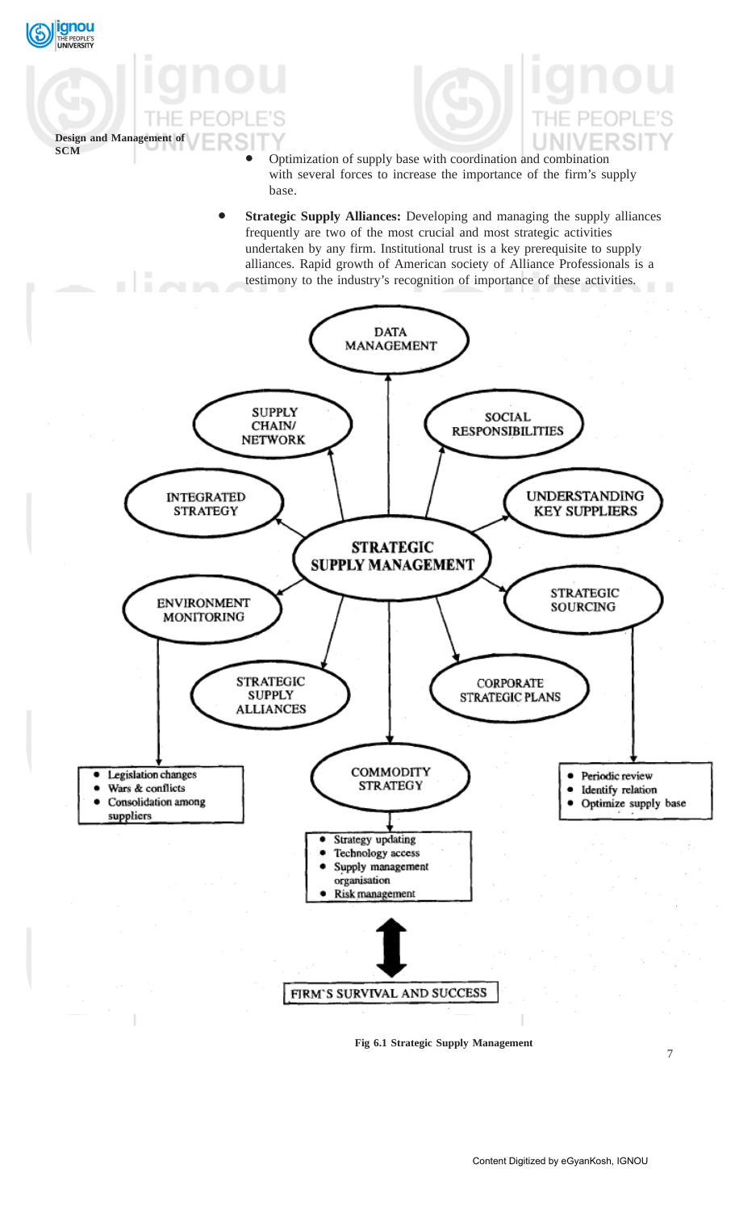- Optimization of supply base with coordination and combination with several forces to increase the importance of the firm's supply base.

- **Strategic Supply Alliances:** Developing and managing the supply alliances frequently are two of the most crucial and most strategic activities undertaken by any firm. Institutional trust is a key prerequisite to supply alliances. Rapid growth of American society of Alliance Professionals is a testimony to the industry's recognition of importance of these activities.

DATA MANAGEMENT

SUPPLY CHAIN/ NETWORK

SOCIAL RESPONSIBILITIES

INTEGRATED STRATEGY

UNDERSTANDING KEY SUPPLIERS

STRATEGIC SUPPLY MANAGEMENT

ENVIRONMENT MONITORING

STRATEGIC SOURCING

STRATEGIC SUPPLY ALLIANCES

CORPORATE STRATEGIC PLANS

- Legislation changes
- Wars & conflicts
- Consolidation among suppliers

COMMODITY STRATEGY

- Periodic review
- Identify relation
- Optimize supply base

- Strategy updating
- Technology access
- Supply management organisation
- Risk management

FIRM'S SURVIVAL AND SUCCESS

**Fig 6.1 Strategic Supply Management**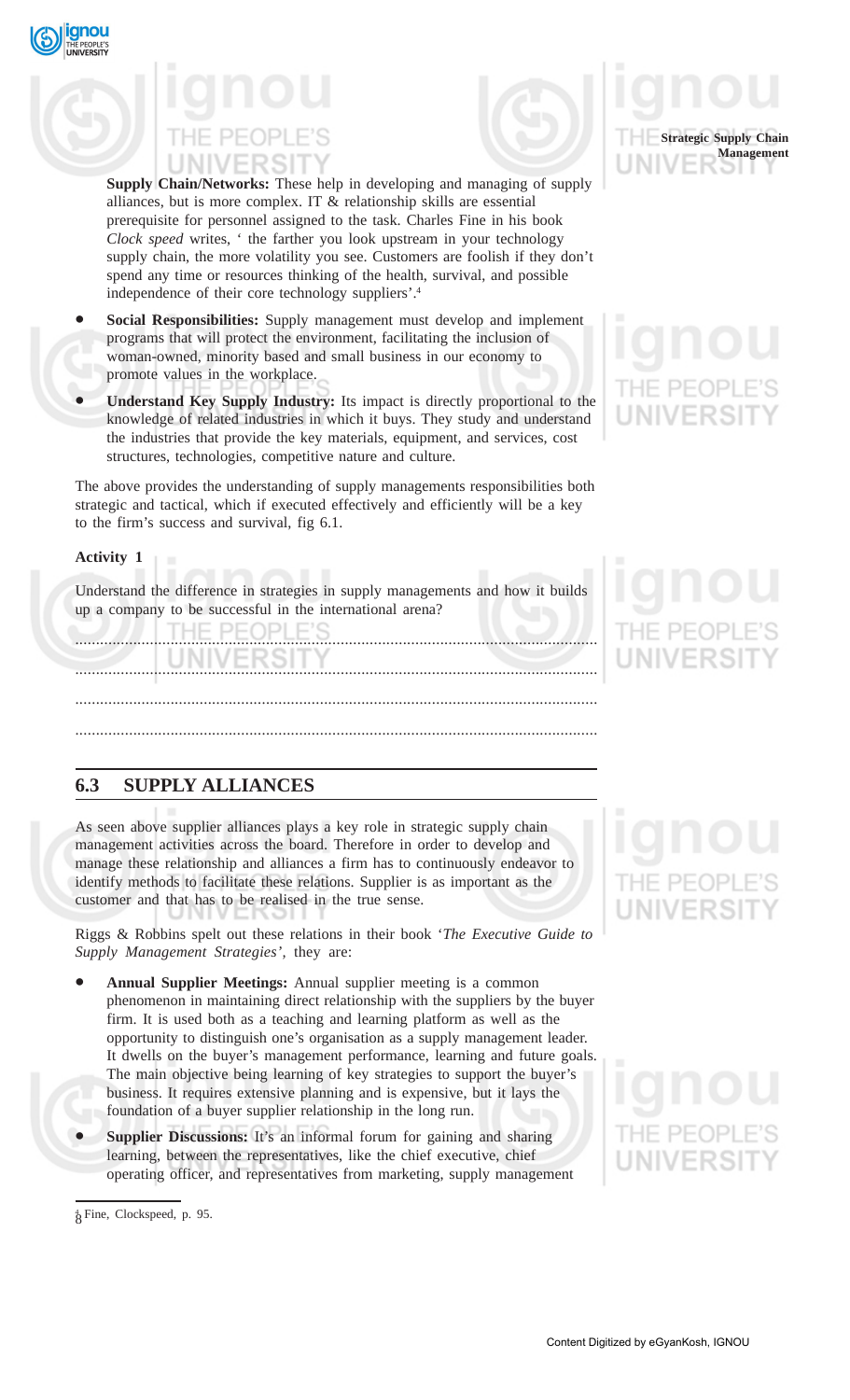**Supply Chain/Networks:** These help in developing and managing of supply alliances, but is more complex. IT & relationship skills are essential prerequisite for personnel assigned to the task. Charles Fine in his book *Clock speed* writes, ' the farther you look upstream in your technology supply chain, the more volatility you see. Customers are foolish if they don't spend any time or resources thinking of the health, survival, and possible independence of their core technology suppliers'.[4]

- **Social Responsibilities:** Supply management must develop and implement programs that will protect the environment, facilitating the inclusion of woman-owned, minority based and small business in our economy to promote values in the workplace.
- **Understand Key Supply Industry:** Its impact is directly proportional to the knowledge of related industries in which it buys. They study and understand the industries that provide the key materials, equipment, and services, cost structures, technologies, competitive nature and culture.

The above provides the understanding of supply managements responsibilities both strategic and tactical, which if executed effectively and efficiently will be a key to the firm's success and survival, fig 6.1.

**Activity 1**

Understand the difference in strategies in supply managements and how it builds up a company to be successful in the international arena?

............................................................................................................................

............................................................................................................................

............................................................................................................................

............................................................................................................................

## 6.3 SUPPLY ALLIANCES

As seen above supplier alliances plays a key role in strategic supply chain management activities across the board. Therefore in order to develop and manage these relationship and alliances a firm has to continuously endeavor to identify methods to facilitate these relations. Supplier is as important as the customer and that has to be realised in the true sense.

Riggs & Robbins spelt out these relations in their book '*The Executive Guide to Supply Management Strategies'*, they are:

- **Annual Supplier Meetings:** Annual supplier meeting is a common phenomenon in maintaining direct relationship with the suppliers by the buyer firm. It is used both as a teaching and learning platform as well as the opportunity to distinguish one's organisation as a supply management leader. It dwells on the buyer's management performance, learning and future goals. The main objective being learning of key strategies to support the buyer's business. It requires extensive planning and is expensive, but it lays the foundation of a buyer supplier relationship in the long run.
- **Supplier Discussions:** It's an informal forum for gaining and sharing learning, between the representatives, like the chief executive, chief operating officer, and representatives from marketing, supply management

[4] Fine, Clockspeed, p. 95.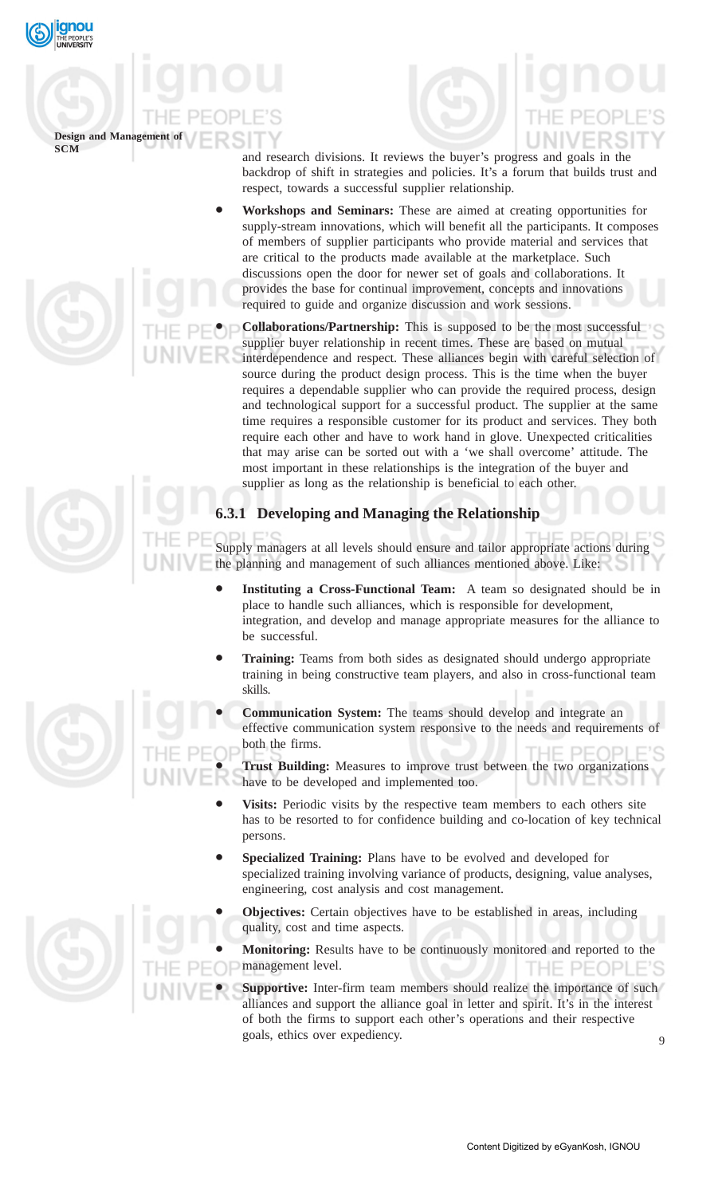and research divisions. It reviews the buyer's progress and goals in the backdrop of shift in strategies and policies. It's a forum that builds trust and respect, towards a successful supplier relationship.

- **Workshops and Seminars:** These are aimed at creating opportunities for supply-stream innovations, which will benefit all the participants. It composes of members of supplier participants who provide material and services that are critical to the products made available at the marketplace. Such discussions open the door for newer set of goals and collaborations. It provides the base for continual improvement, concepts and innovations required to guide and organize discussion and work sessions.

- **Collaborations/Partnership:** This is supposed to be the most successful supplier buyer relationship in recent times. These are based on mutual interdependence and respect. These alliances begin with careful selection of source during the product design process. This is the time when the buyer requires a dependable supplier who can provide the required process, design and technological support for a successful product. The supplier at the same time requires a responsible customer for its product and services. They both require each other and have to work hand in glove. Unexpected criticalities that may arise can be sorted out with a 'we shall overcome' attitude. The most important in these relationships is the integration of the buyer and supplier as long as the relationship is beneficial to each other.

### 6.3.1 Developing and Managing the Relationship

Supply managers at all levels should ensure and tailor appropriate actions during the planning and management of such alliances mentioned above. Like:

- **Instituting a Cross-Functional Team:** A team so designated should be in place to handle such alliances, which is responsible for development, integration, and develop and manage appropriate measures for the alliance to be successful.

- **Training:** Teams from both sides as designated should undergo appropriate training in being constructive team players, and also in cross-functional team skills.

- **Communication System:** The teams should develop and integrate an effective communication system responsive to the needs and requirements of both the firms.

- **Trust Building:** Measures to improve trust between the two organizations have to be developed and implemented too.

- **Visits:** Periodic visits by the respective team members to each others site has to be resorted to for confidence building and co-location of key technical persons.

- **Specialized Training:** Plans have to be evolved and developed for specialized training involving variance of products, designing, value analyses, engineering, cost analysis and cost management.

- **Objectives:** Certain objectives have to be established in areas, including quality, cost and time aspects.

- **Monitoring:** Results have to be continuously monitored and reported to the management level.

- **Supportive:** Inter-firm team members should realize the importance of such alliances and support the alliance goal in letter and spirit. It's in the interest of both the firms to support each other's operations and their respective goals, ethics over expediency.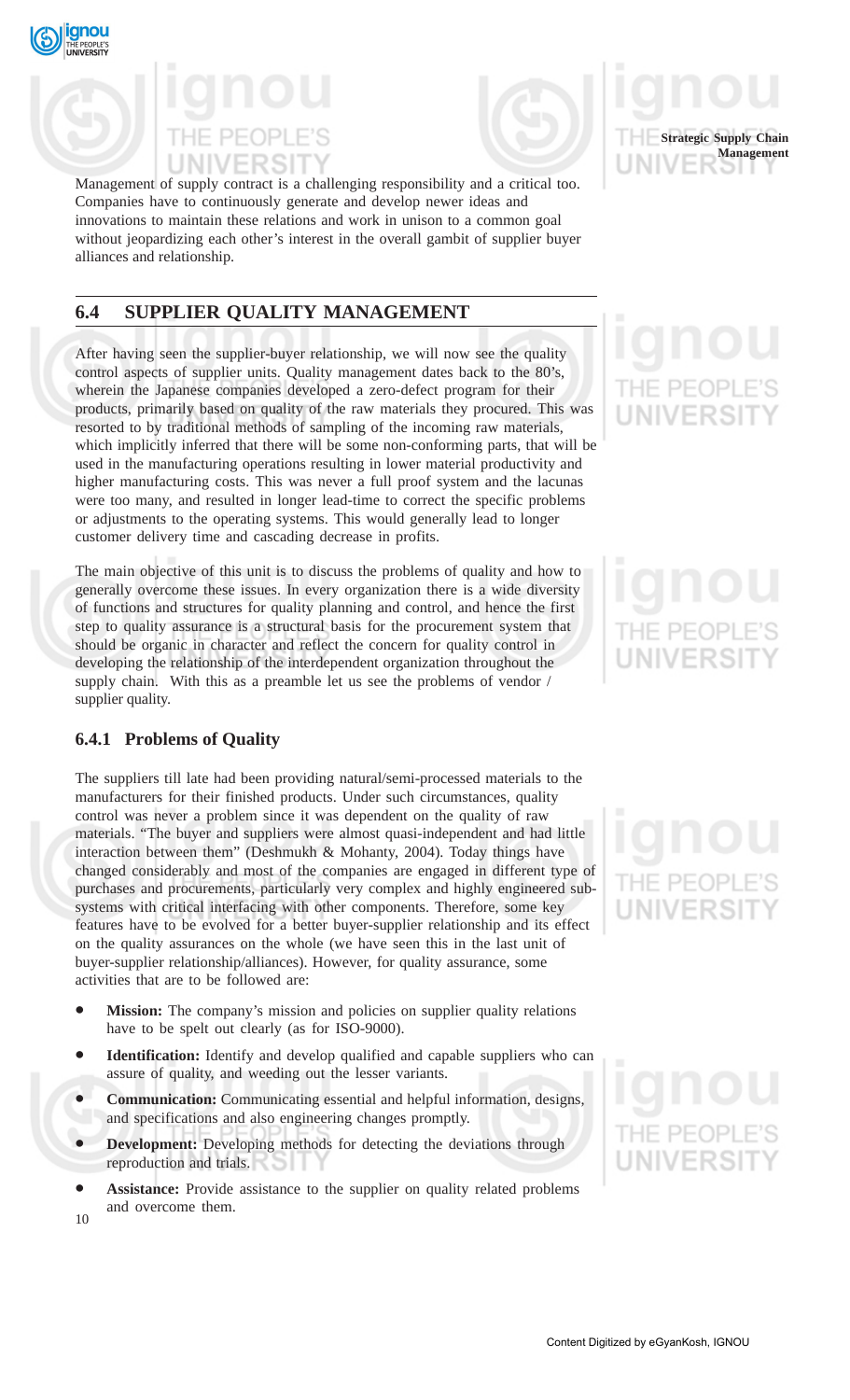Management of supply contract is a challenging responsibility and a critical too. Companies have to continuously generate and develop newer ideas and innovations to maintain these relations and work in unison to a common goal without jeopardizing each other's interest in the overall gambit of supplier buyer alliances and relationship.

## 6.4 SUPPLIER QUALITY MANAGEMENT

After having seen the supplier-buyer relationship, we will now see the quality control aspects of supplier units. Quality management dates back to the 80's, wherein the Japanese companies developed a zero-defect program for their products, primarily based on quality of the raw materials they procured. This was resorted to by traditional methods of sampling of the incoming raw materials, which implicitly inferred that there will be some non-conforming parts, that will be used in the manufacturing operations resulting in lower material productivity and higher manufacturing costs. This was never a full proof system and the lacunas were too many, and resulted in longer lead-time to correct the specific problems or adjustments to the operating systems. This would generally lead to longer customer delivery time and cascading decrease in profits.

The main objective of this unit is to discuss the problems of quality and how to generally overcome these issues. In every organization there is a wide diversity of functions and structures for quality planning and control, and hence the first step to quality assurance is a structural basis for the procurement system that should be organic in character and reflect the concern for quality control in developing the relationship of the interdependent organization throughout the supply chain. With this as a preamble let us see the problems of vendor / supplier quality.

### 6.4.1 Problems of Quality

The suppliers till late had been providing natural/semi-processed materials to the manufacturers for their finished products. Under such circumstances, quality control was never a problem since it was dependent on the quality of raw materials. "The buyer and suppliers were almost quasi-independent and had little interaction between them" (Deshmukh & Mohanty, 2004). Today things have changed considerably and most of the companies are engaged in different type of purchases and procurements, particularly very complex and highly engineered sub-systems with critical interfacing with other components. Therefore, some key features have to be evolved for a better buyer-supplier relationship and its effect on the quality assurances on the whole (we have seen this in the last unit of buyer-supplier relationship/alliances). However, for quality assurance, some activities that are to be followed are:

- **Mission:** The company's mission and policies on supplier quality relations have to be spelt out clearly (as for ISO-9000).
- **Identification:** Identify and develop qualified and capable suppliers who can assure of quality, and weeding out the lesser variants.
- **Communication:** Communicating essential and helpful information, designs, and specifications and also engineering changes promptly.
- **Development:** Developing methods for detecting the deviations through reproduction and trials.
- **Assistance:** Provide assistance to the supplier on quality related problems and overcome them.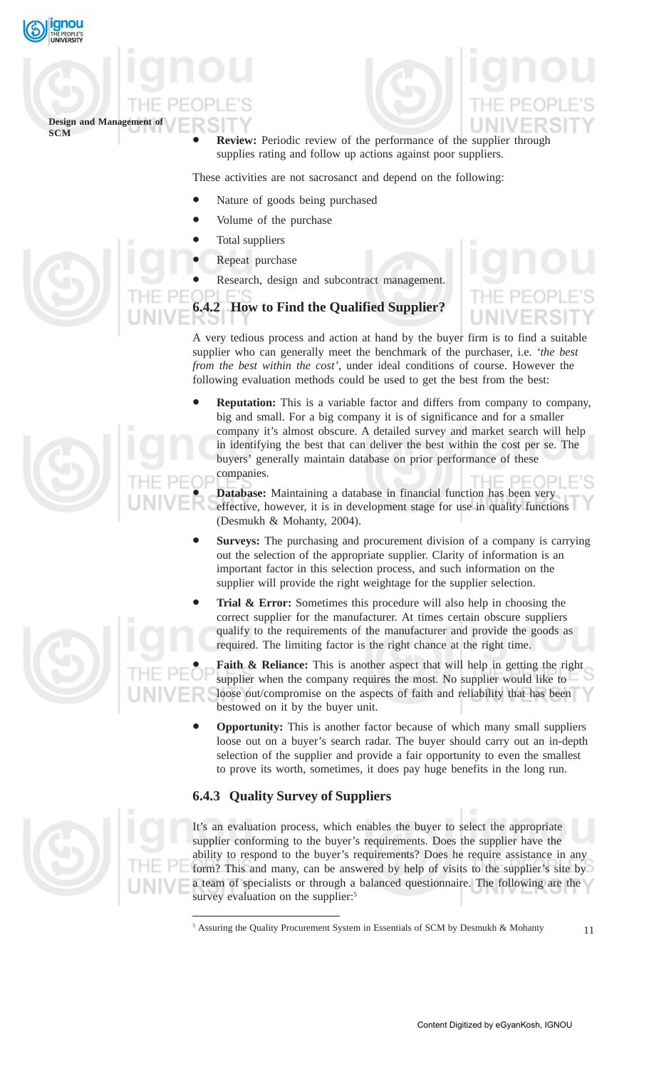- **Review:** Periodic review of the performance of the supplier through supplies rating and follow up actions against poor suppliers.

These activities are not sacrosanct and depend on the following:

- Nature of goods being purchased
- Volume of the purchase
- Total suppliers
- Repeat purchase
- Research, design and subcontract management.

### 6.4.2 How to Find the Qualified Supplier?

A very tedious process and action at hand by the buyer firm is to find a suitable supplier who can generally meet the benchmark of the purchaser, i.e. *'the best from the best within the cost'*, under ideal conditions of course. However the following evaluation methods could be used to get the best from the best:

- **Reputation:** This is a variable factor and differs from company to company, big and small. For a big company it is of significance and for a smaller company it's almost obscure. A detailed survey and market search will help in identifying the best that can deliver the best within the cost per se. The buyers' generally maintain database on prior performance of these companies.
- **Database:** Maintaining a database in financial function has been very effective, however, it is in development stage for use in quality functions (Desmukh & Mohanty, 2004).
- **Surveys:** The purchasing and procurement division of a company is carrying out the selection of the appropriate supplier. Clarity of information is an important factor in this selection process, and such information on the supplier will provide the right weightage for the supplier selection.
- **Trial & Error:** Sometimes this procedure will also help in choosing the correct supplier for the manufacturer. At times certain obscure suppliers qualify to the requirements of the manufacturer and provide the goods as required. The limiting factor is the right chance at the right time.
- **Faith & Reliance:** This is another aspect that will help in getting the right supplier when the company requires the most. No supplier would like to loose out/compromise on the aspects of faith and reliability that has been bestowed on it by the buyer unit.
- **Opportunity:** This is another factor because of which many small suppliers loose out on a buyer's search radar. The buyer should carry out an in-depth selection of the supplier and provide a fair opportunity to even the smallest to prove its worth, sometimes, it does pay huge benefits in the long run.

### 6.4.3 Quality Survey of Suppliers

It's an evaluation process, which enables the buyer to select the appropriate supplier conforming to the buyer's requirements. Does the supplier have the ability to respond to the buyer's requirements? Does he require assistance in any form? This and many, can be answered by help of visits to the supplier's site by a team of specialists or through a balanced questionnaire. The following are the survey evaluation on the supplier:[5]

[5] Assuring the Quality Procurement System in Essentials of SCM by Desmukh & Mohanty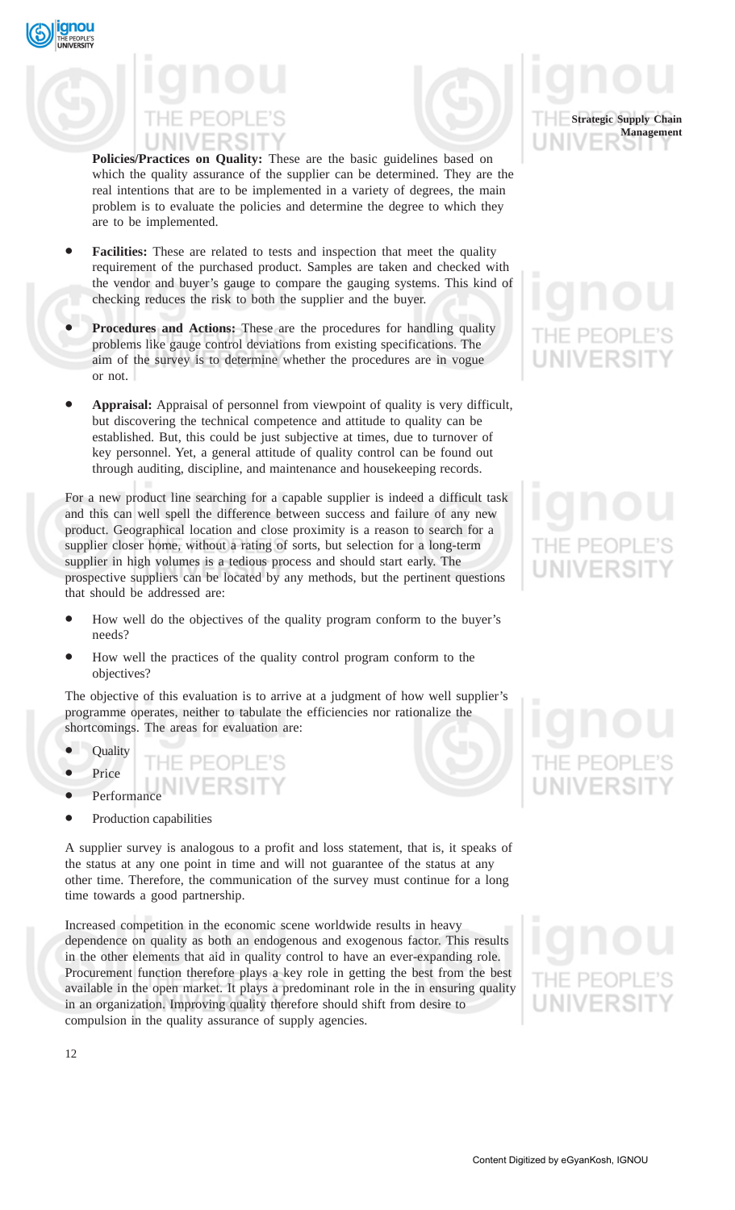**Policies/Practices on Quality:** These are the basic guidelines based on which the quality assurance of the supplier can be determined. They are the real intentions that are to be implemented in a variety of degrees, the main problem is to evaluate the policies and determine the degree to which they are to be implemented.

- **Facilities:** These are related to tests and inspection that meet the quality requirement of the purchased product. Samples are taken and checked with the vendor and buyer's gauge to compare the gauging systems. This kind of checking reduces the risk to both the supplier and the buyer.
- **Procedures and Actions:** These are the procedures for handling quality problems like gauge control deviations from existing specifications. The aim of the survey is to determine whether the procedures are in vogue or not.
- **Appraisal:** Appraisal of personnel from viewpoint of quality is very difficult, but discovering the technical competence and attitude to quality can be established. But, this could be just subjective at times, due to turnover of key personnel. Yet, a general attitude of quality control can be found out through auditing, discipline, and maintenance and housekeeping records.

For a new product line searching for a capable supplier is indeed a difficult task and this can well spell the difference between success and failure of any new product. Geographical location and close proximity is a reason to search for a supplier closer home, without a rating of sorts, but selection for a long-term supplier in high volumes is a tedious process and should start early. The prospective suppliers can be located by any methods, but the pertinent questions that should be addressed are:

- How well do the objectives of the quality program conform to the buyer's needs?
- How well the practices of the quality control program conform to the objectives?

The objective of this evaluation is to arrive at a judgment of how well supplier's programme operates, neither to tabulate the efficiencies nor rationalize the shortcomings. The areas for evaluation are:

- Quality
- Price
- Performance
- Production capabilities

A supplier survey is analogous to a profit and loss statement, that is, it speaks of the status at any one point in time and will not guarantee of the status at any other time. Therefore, the communication of the survey must continue for a long time towards a good partnership.

Increased competition in the economic scene worldwide results in heavy dependence on quality as both an endogenous and exogenous factor. This results in the other elements that aid in quality control to have an ever-expanding role. Procurement function therefore plays a key role in getting the best from the best available in the open market. It plays a predominant role in the in ensuring quality in an organization. Improving quality therefore should shift from desire to compulsion in the quality assurance of supply agencies.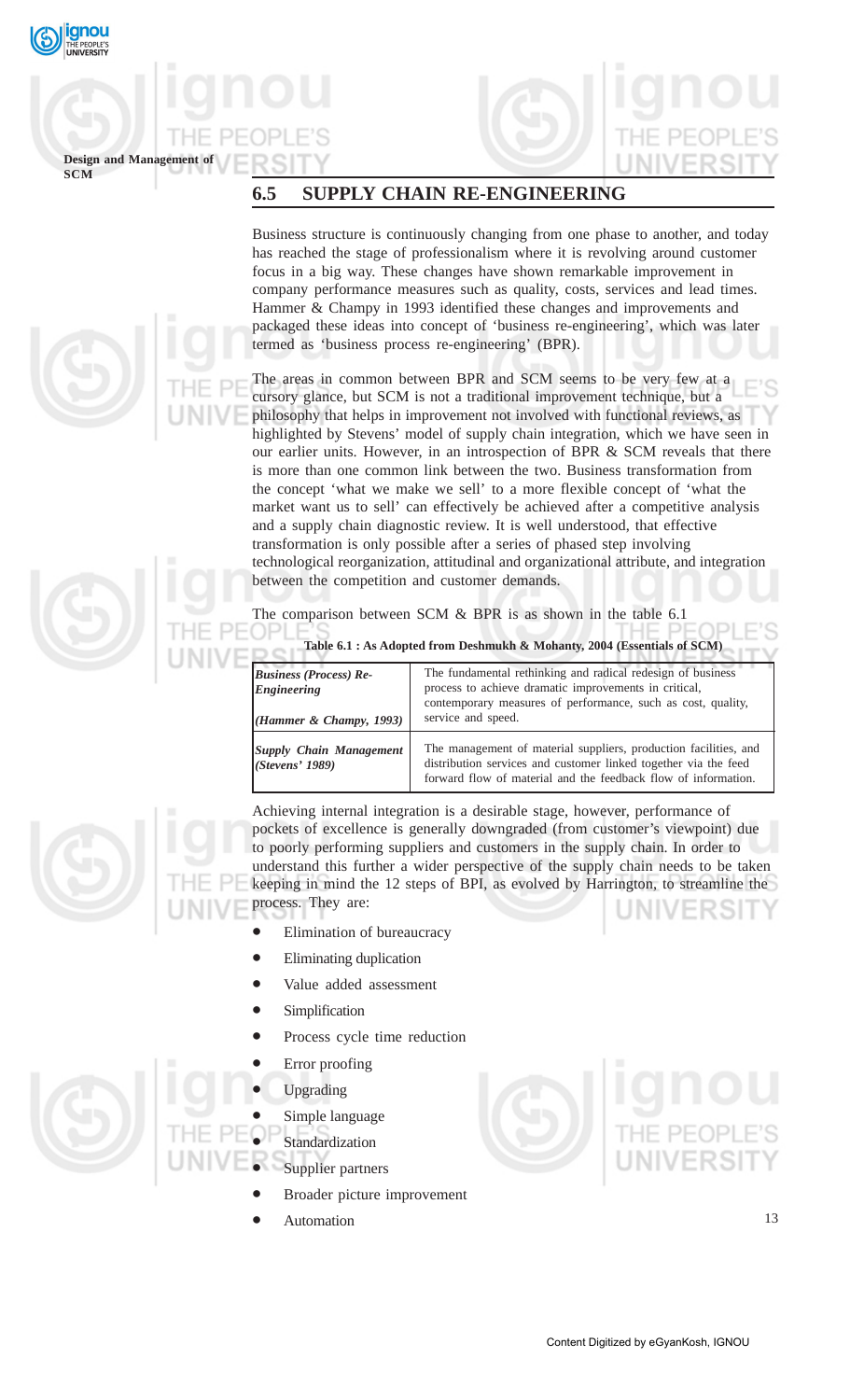## 6.5 SUPPLY CHAIN RE-ENGINEERING

Business structure is continuously changing from one phase to another, and today has reached the stage of professionalism where it is revolving around customer focus in a big way. These changes have shown remarkable improvement in company performance measures such as quality, costs, services and lead times. Hammer & Champy in 1993 identified these changes and improvements and packaged these ideas into concept of 'business re-engineering', which was later termed as 'business process re-engineering' (BPR).

The areas in common between BPR and SCM seems to be very few at a cursory glance, but SCM is not a traditional improvement technique, but a philosophy that helps in improvement not involved with functional reviews, as highlighted by Stevens' model of supply chain integration, which we have seen in our earlier units. However, in an introspection of BPR & SCM reveals that there is more than one common link between the two. Business transformation from the concept 'what we make we sell' to a more flexible concept of 'what the market want us to sell' can effectively be achieved after a competitive analysis and a supply chain diagnostic review. It is well understood, that effective transformation is only possible after a series of phased step involving technological reorganization, attitudinal and organizational attribute, and integration between the competition and customer demands.

The comparison between SCM & BPR is as shown in the table 6.1

**Table 6.1 : As Adopted from Deshmukh & Mohanty, 2004 (Essentials of SCM)**

| | |
|---|---|
| ***Business (Process) Re-Engineering*** <br> ***(Hammer & Champy, 1993)*** | The fundamental rethinking and radical redesign of business process to achieve dramatic improvements in critical, contemporary measures of performance, such as cost, quality, service and speed. |
| ***Supply Chain Management (Stevens' 1989)*** | The management of material suppliers, production facilities, and distribution services and customer linked together via the feed forward flow of material and the feedback flow of information. |

Achieving internal integration is a desirable stage, however, performance of pockets of excellence is generally downgraded (from customer's viewpoint) due to poorly performing suppliers and customers in the supply chain. In order to understand this further a wider perspective of the supply chain needs to be taken keeping in mind the 12 steps of BPI, as evolved by Harrington, to streamline the process. They are:

- Elimination of bureaucracy
- Eliminating duplication
- Value added assessment
- Simplification
- Process cycle time reduction
- Error proofing
- Upgrading
- Simple language
- Standardization
- Supplier partners
- Broader picture improvement
- Automation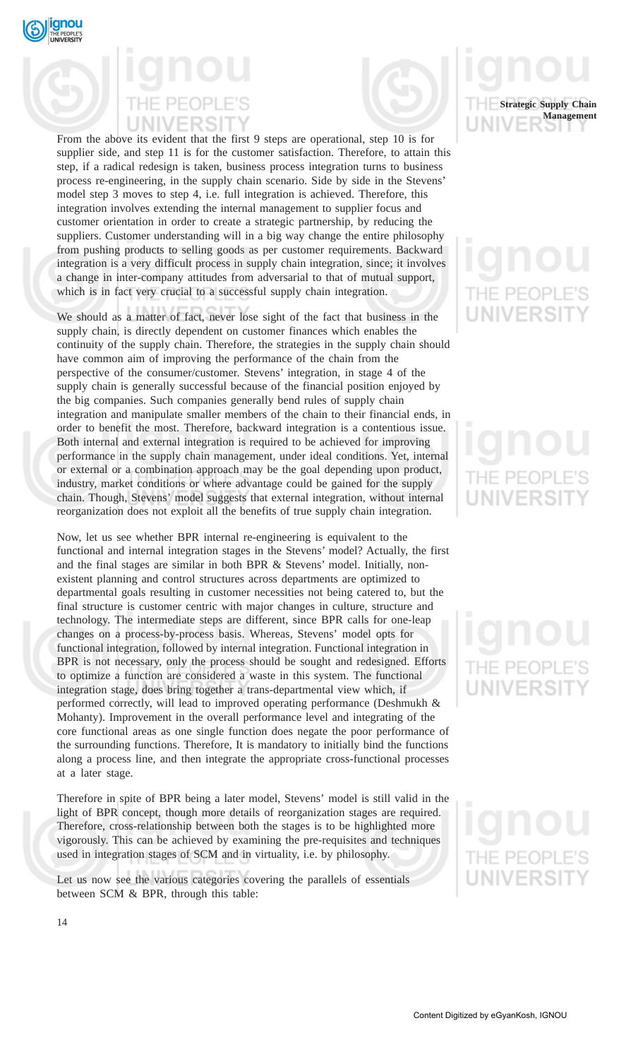From the above its evident that the first 9 steps are operational, step 10 is for supplier side, and step 11 is for the customer satisfaction. Therefore, to attain this step, if a radical redesign is taken, business process integration turns to business process re-engineering, in the supply chain scenario. Side by side in the Stevens' model step 3 moves to step 4, i.e. full integration is achieved. Therefore, this integration involves extending the internal management to supplier focus and customer orientation in order to create a strategic partnership, by reducing the suppliers. Customer understanding will in a big way change the entire philosophy from pushing products to selling goods as per customer requirements. Backward integration is a very difficult process in supply chain integration, since; it involves a change in inter-company attitudes from adversarial to that of mutual support, which is in fact very crucial to a successful supply chain integration.

We should as a matter of fact, never lose sight of the fact that business in the supply chain, is directly dependent on customer finances which enables the continuity of the supply chain. Therefore, the strategies in the supply chain should have common aim of improving the performance of the chain from the perspective of the consumer/customer. Stevens' integration, in stage 4 of the supply chain is generally successful because of the financial position enjoyed by the big companies. Such companies generally bend rules of supply chain integration and manipulate smaller members of the chain to their financial ends, in order to benefit the most. Therefore, backward integration is a contentious issue. Both internal and external integration is required to be achieved for improving performance in the supply chain management, under ideal conditions. Yet, internal or external or a combination approach may be the goal depending upon product, industry, market conditions or where advantage could be gained for the supply chain. Though, Stevens' model suggests that external integration, without internal reorganization does not exploit all the benefits of true supply chain integration.

Now, let us see whether BPR internal re-engineering is equivalent to the functional and internal integration stages in the Stevens' model? Actually, the first and the final stages are similar in both BPR & Stevens' model. Initially, non-existent planning and control structures across departments are optimized to departmental goals resulting in customer necessities not being catered to, but the final structure is customer centric with major changes in culture, structure and technology. The intermediate steps are different, since BPR calls for one-leap changes on a process-by-process basis. Whereas, Stevens' model opts for functional integration, followed by internal integration. Functional integration in BPR is not necessary, only the process should be sought and redesigned. Efforts to optimize a function are considered a waste in this system. The functional integration stage, does bring together a trans-departmental view which, if performed correctly, will lead to improved operating performance (Deshmukh & Mohanty). Improvement in the overall performance level and integrating of the core functional areas as one single function does negate the poor performance of the surrounding functions. Therefore, It is mandatory to initially bind the functions along a process line, and then integrate the appropriate cross-functional processes at a later stage.

Therefore in spite of BPR being a later model, Stevens' model is still valid in the light of BPR concept, though more details of reorganization stages are required. Therefore, cross-relationship between both the stages is to be highlighted more vigorously. This can be achieved by examining the pre-requisites and techniques used in integration stages of SCM and in virtuality, i.e. by philosophy.

Let us now see the various categories covering the parallels of essentials between SCM & BPR, through this table: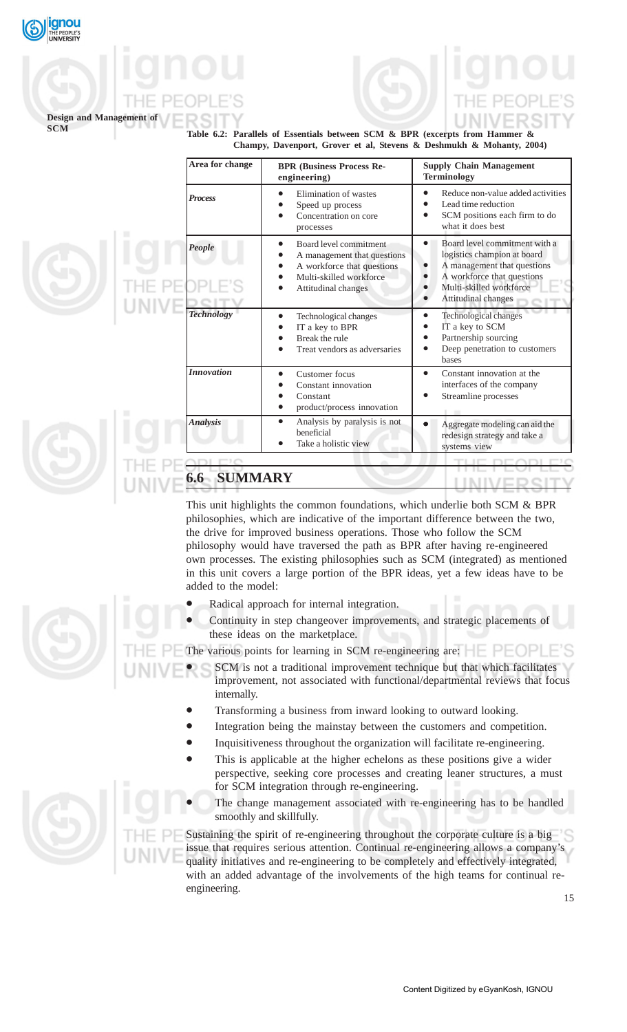**Table 6.2: Parallels of Essentials between SCM & BPR (excerpts from Hammer & Champy, Davenport, Grover et al, Stevens & Deshmukh & Mohanty, 2004)**

| Area for change | BPR (Business Process Re-engineering) | Supply Chain Management Terminology |
|---|---|---|
| *Process* | • Elimination of wastes<br>• Speed up process<br>• Concentration on core processes | • Reduce non-value added activities<br>• Lead time reduction<br>• SCM positions each firm to do what it does best |
| *People* | • Board level commitment<br>• A management that questions<br>• A workforce that questions<br>• Multi-skilled workforce<br>• Attitudinal changes | • Board level commitment with a logistics champion at board<br>• A management that questions<br>• A workforce that questions<br>• Multi-skilled workforce<br>• Attitudinal changes |
| *Technology* | • Technological changes<br>• IT a key to BPR<br>• Break the rule<br>• Treat vendors as adversaries | • Technological changes<br>• IT a key to SCM<br>• Partnership sourcing<br>• Deep penetration to customers bases |
| *Innovation* | • Customer focus<br>• Constant innovation<br>• Constant<br>• product/process innovation | • Constant innovation at the interfaces of the company<br>• Streamline processes |
| *Analysis* | • Analysis by paralysis is not beneficial<br>• Take a holistic view | • Aggregate modeling can aid the redesign strategy and take a systems view |

## 6.6 SUMMARY

This unit highlights the common foundations, which underlie both SCM & BPR philosophies, which are indicative of the important difference between the two, the drive for improved business operations. Those who follow the SCM philosophy would have traversed the path as BPR after having re-engineered own processes. The existing philosophies such as SCM (integrated) as mentioned in this unit covers a large portion of the BPR ideas, yet a few ideas have to be added to the model:

- Radical approach for internal integration.
- Continuity in step changeover improvements, and strategic placements of these ideas on the marketplace.

The various points for learning in SCM re-engineering are:

- SCM is not a traditional improvement technique but that which facilitates improvement, not associated with functional/departmental reviews that focus internally.
- Transforming a business from inward looking to outward looking.
- Integration being the mainstay between the customers and competition.
- Inquisitiveness throughout the organization will facilitate re-engineering.
- This is applicable at the higher echelons as these positions give a wider perspective, seeking core processes and creating leaner structures, a must for SCM integration through re-engineering.
- The change management associated with re-engineering has to be handled smoothly and skillfully.

Sustaining the spirit of re-engineering throughout the corporate culture is a big issue that requires serious attention. Continual re-engineering allows a company's quality initiatives and re-engineering to be completely and effectively integrated, with an added advantage of the involvements of the high teams for continual re-engineering.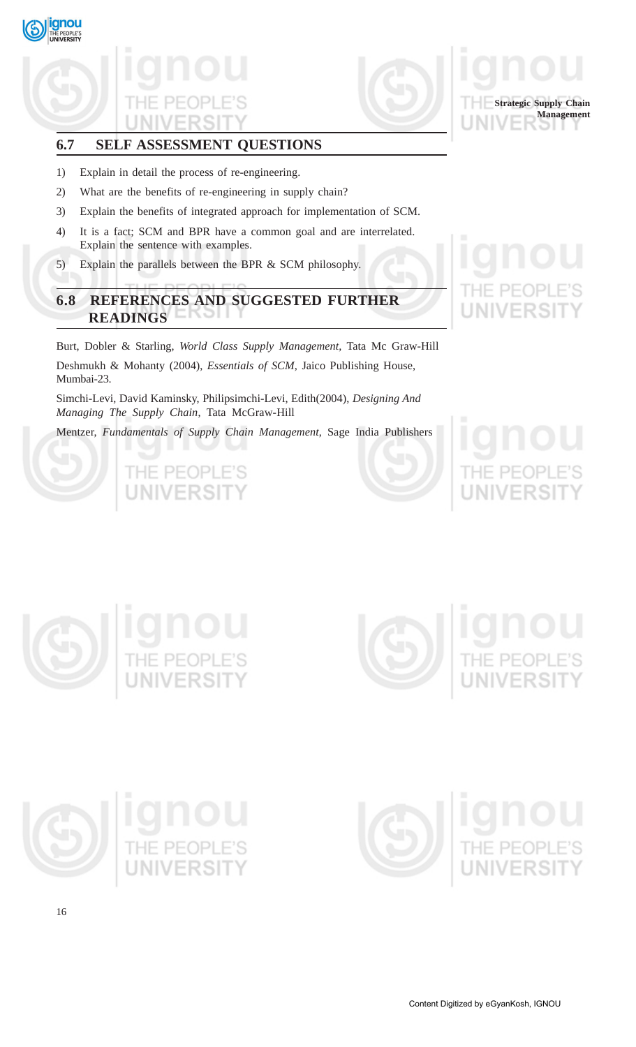## 6.7 SELF ASSESSMENT QUESTIONS

1) Explain in detail the process of re-engineering.
2) What are the benefits of re-engineering in supply chain?
3) Explain the benefits of integrated approach for implementation of SCM.
4) It is a fact; SCM and BPR have a common goal and are interrelated. Explain the sentence with examples.
5) Explain the parallels between the BPR & SCM philosophy.

## 6.8 REFERENCES AND SUGGESTED FURTHER READINGS

Burt, Dobler & Starling, *World Class Supply Management*, Tata Mc Graw-Hill

Deshmukh & Mohanty (2004), *Essentials of SCM*, Jaico Publishing House, Mumbai-23.

Simchi-Levi, David Kaminsky, Philipsimchi-Levi, Edith(2004), *Designing And Managing The Supply Chain*, Tata McGraw-Hill

Mentzer, *Fundamentals of Supply Chain Management*, Sage India Publishers